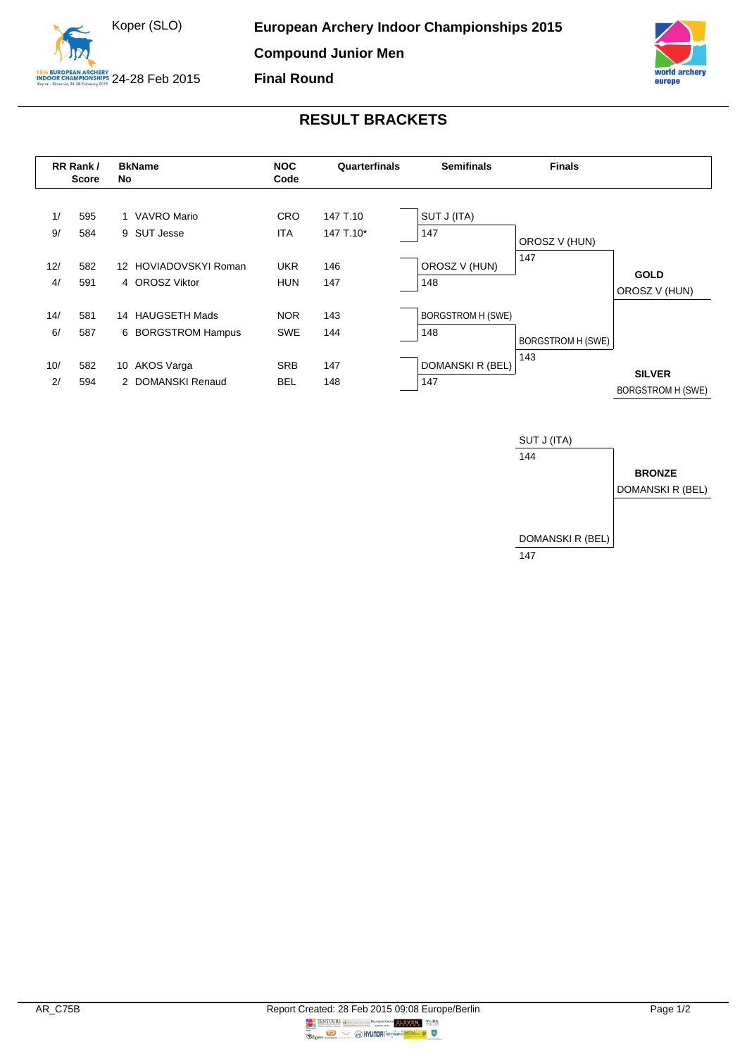Koper (SLO)

24-28 Feb 2015

**European Archery Indoor Championships 2015**

**Compound Junior Men**

**Final Round**

## RESULT BRACKETS

| RR Rank / | Score | BkNo | Name | NOC Code | Quarterfinals | Semifinals | Finals | |
|---|---|---|---|---|---|---|---|---|
| 1/ | 595 | 1 | VAVRO Mario | CRO | 147 T.10 | SUT J (ITA) | | |
| 9/ | 584 | 9 | SUT Jesse | ITA | 147 T.10* | 147 | OROSZ V (HUN) | |
| | | | | | | | 147 | |
| 12/ | 582 | 12 | HOVIADOVSKYI Roman | UKR | 146 | OROSZ V (HUN) | | **GOLD** |
| 4/ | 591 | 4 | OROSZ Viktor | HUN | 147 | 148 | | OROSZ V (HUN) |
| 14/ | 581 | 14 | HAUGSETH Mads | NOR | 143 | BORGSTROM H (SWE) | | |
| 6/ | 587 | 6 | BORGSTROM Hampus | SWE | 144 | 148 | BORGSTROM H (SWE) | |
| | | | | | | | 143 | |
| 10/ | 582 | 10 | AKOS Varga | SRB | 147 | DOMANSKI R (BEL) | | **SILVER** |
| 2/ | 594 | 2 | DOMANSKI Renaud | BEL | 148 | 147 | | BORGSTROM H (SWE) |

**Bronze match**

| Finals | |
|---|---|
| SUT J (ITA) | |
| 144 | |
| | **BRONZE** |
| | DOMANSKI R (BEL) |
| DOMANSKI R (BEL) | |
| 147 | |

AR_C75B

Report Created: 28 Feb 2015 09:08 Europe/Berlin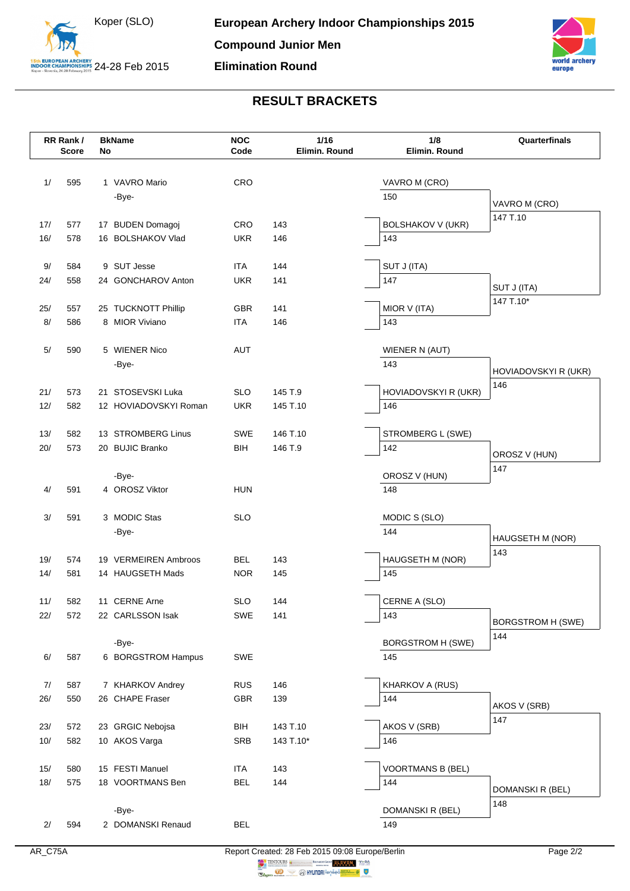Koper (SLO)

24-28 Feb 2015

# European Archery Indoor Championships 2015

## Compound Junior Men

## Elimination Round

### RESULT BRACKETS

| RR Rank / Score | | BkName No | | NOC Code | 1/16 Elimin. Round | 1/8 Elimin. Round | Quarterfinals |
|---|---|---|---|---|---|---|---|
| 1/ | 595 | 1 | VAVRO Mario | CRO | | VAVRO M (CRO) | |
| | | | -Bye- | | | 150 | VAVRO M (CRO) |
| 17/ | 577 | 17 | BUDEN Domagoj | CRO | 143 | BOLSHAKOV V (UKR) | 147 T.10 |
| 16/ | 578 | 16 | BOLSHAKOV Vlad | UKR | 146 | 143 | |
| 9/ | 584 | 9 | SUT Jesse | ITA | 144 | SUT J (ITA) | |
| 24/ | 558 | 24 | GONCHAROV Anton | UKR | 141 | 147 | SUT J (ITA) |
| 25/ | 557 | 25 | TUCKNOTT Phillip | GBR | 141 | MIOR V (ITA) | 147 T.10* |
| 8/ | 586 | 8 | MIOR Viviano | ITA | 146 | 143 | |
| 5/ | 590 | 5 | WIENER Nico | AUT | | WIENER N (AUT) | |
| | | | -Bye- | | | 143 | HOVIADOVSKYI R (UKR) |
| 21/ | 573 | 21 | STOSEVSKI Luka | SLO | 145 T.9 | HOVIADOVSKYI R (UKR) | 146 |
| 12/ | 582 | 12 | HOVIADOVSKYI Roman | UKR | 145 T.10 | 146 | |
| 13/ | 582 | 13 | STROMBERG Linus | SWE | 146 T.10 | STROMBERG L (SWE) | |
| 20/ | 573 | 20 | BUJIC Branko | BIH | 146 T.9 | 142 | OROSZ V (HUN) |
| | | | -Bye- | | | OROSZ V (HUN) | 147 |
| 4/ | 591 | 4 | OROSZ Viktor | HUN | | 148 | |
| 3/ | 591 | 3 | MODIC Stas | SLO | | MODIC S (SLO) | |
| | | | -Bye- | | | 144 | HAUGSETH M (NOR) |
| 19/ | 574 | 19 | VERMEIREN Ambroos | BEL | 143 | HAUGSETH M (NOR) | 143 |
| 14/ | 581 | 14 | HAUGSETH Mads | NOR | 145 | 145 | |
| 11/ | 582 | 11 | CERNE Arne | SLO | 144 | CERNE A (SLO) | |
| 22/ | 572 | 22 | CARLSSON Isak | SWE | 141 | 143 | BORGSTROM H (SWE) |
| | | | -Bye- | | | BORGSTROM H (SWE) | 144 |
| 6/ | 587 | 6 | BORGSTROM Hampus | SWE | | 145 | |
| 7/ | 587 | 7 | KHARKOV Andrey | RUS | 146 | KHARKOV A (RUS) | |
| 26/ | 550 | 26 | CHAPE Fraser | GBR | 139 | 144 | AKOS V (SRB) |
| 23/ | 572 | 23 | GRGIC Nebojsa | BIH | 143 T.10 | AKOS V (SRB) | 147 |
| 10/ | 582 | 10 | AKOS Varga | SRB | 143 T.10* | 146 | |
| 15/ | 580 | 15 | FESTI Manuel | ITA | 143 | VOORTMANS B (BEL) | |
| 18/ | 575 | 18 | VOORTMANS Ben | BEL | 144 | 144 | DOMANSKI R (BEL) |
| | | | -Bye- | | | DOMANSKI R (BEL) | 148 |
| 2/ | 594 | 2 | DOMANSKI Renaud | BEL | | 149 | |

AR_C75A    Report Created: 28 Feb 2015 09:08 Europe/Berlin